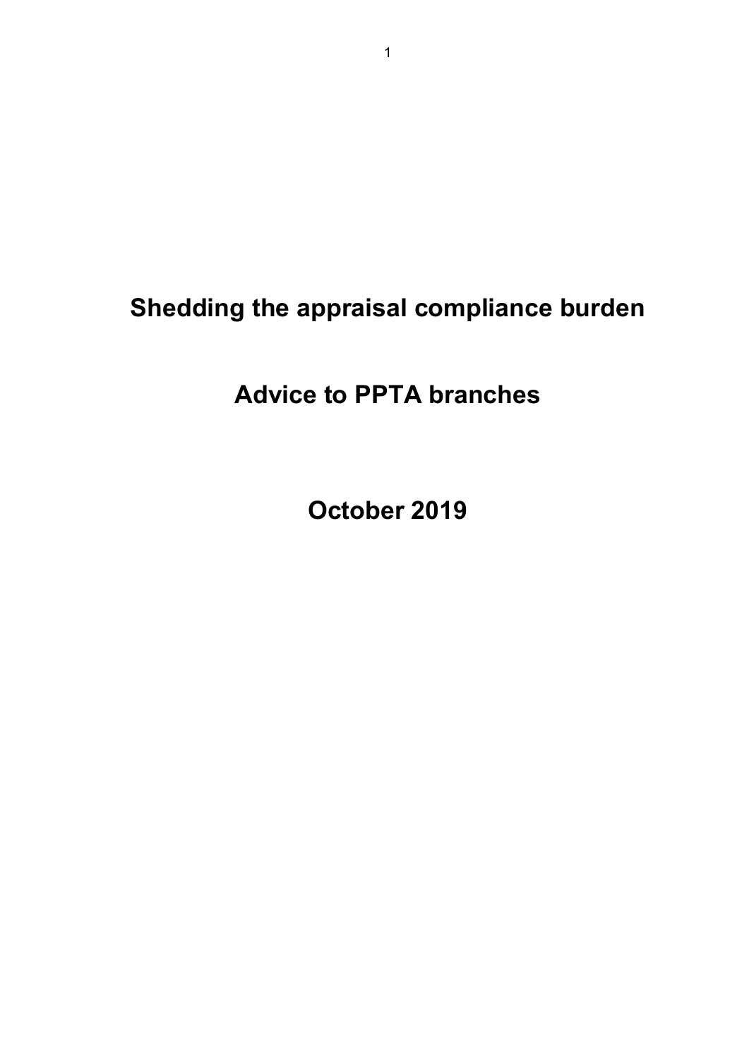# Shedding the appraisal compliance burden

## Advice to PPTA branches

## October 2019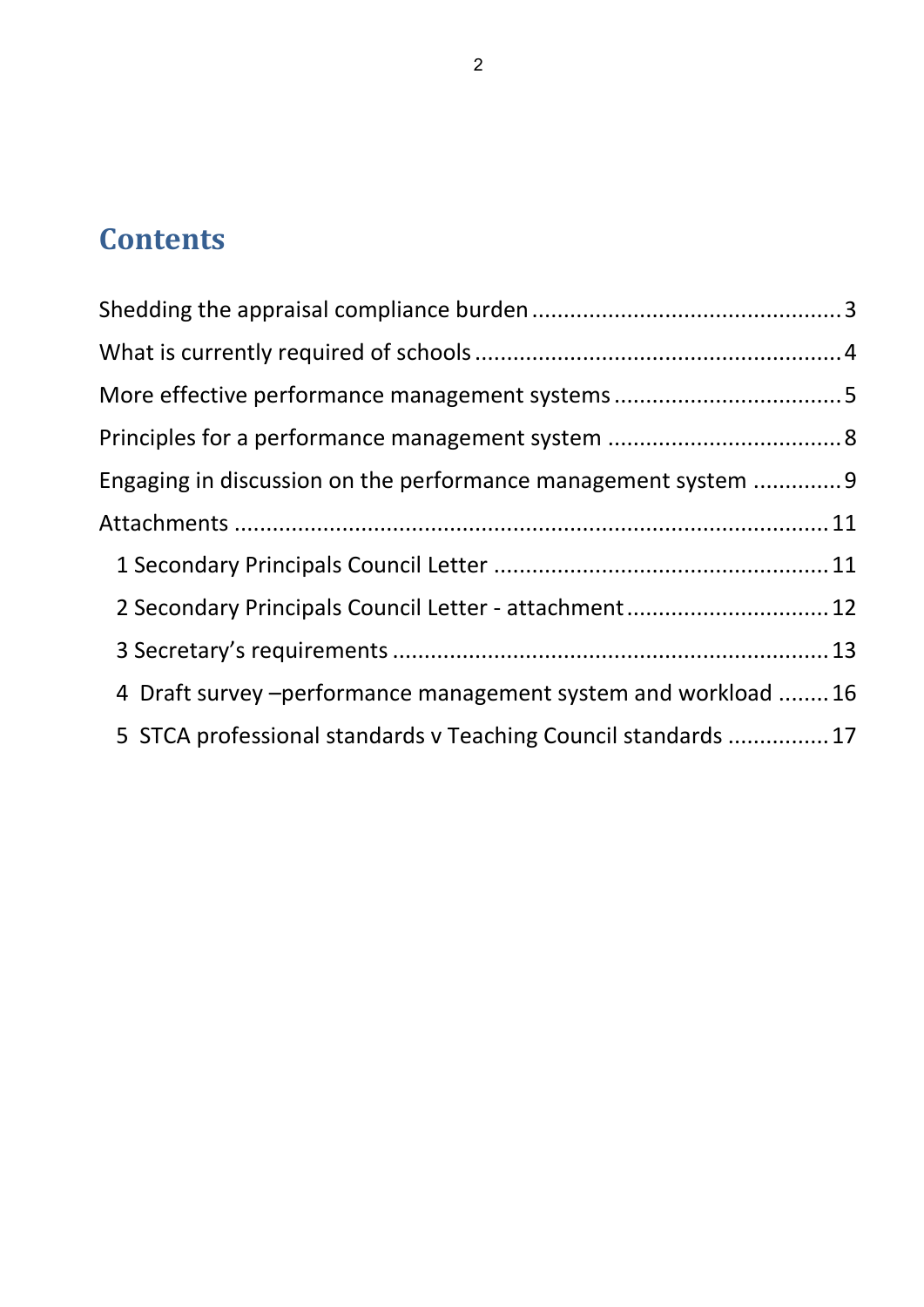# Contents

Shedding the appraisal compliance burden ................................................ 3

What is currently required of schools ........................................................ 4

More effective performance management systems ................................... 5

Principles for a performance management system .................................... 8

Engaging in discussion on the performance management system ............. 9

Attachments ............................................................................................ 11

- 1 Secondary Principals Council Letter .................................................... 11
- 2 Secondary Principals Council Letter - attachment ............................... 12
- 3 Secretary's requirements .................................................................... 13
- 4 Draft survey –performance management system and workload ........ 16
- 5 STCA professional standards v Teaching Council standards ................ 17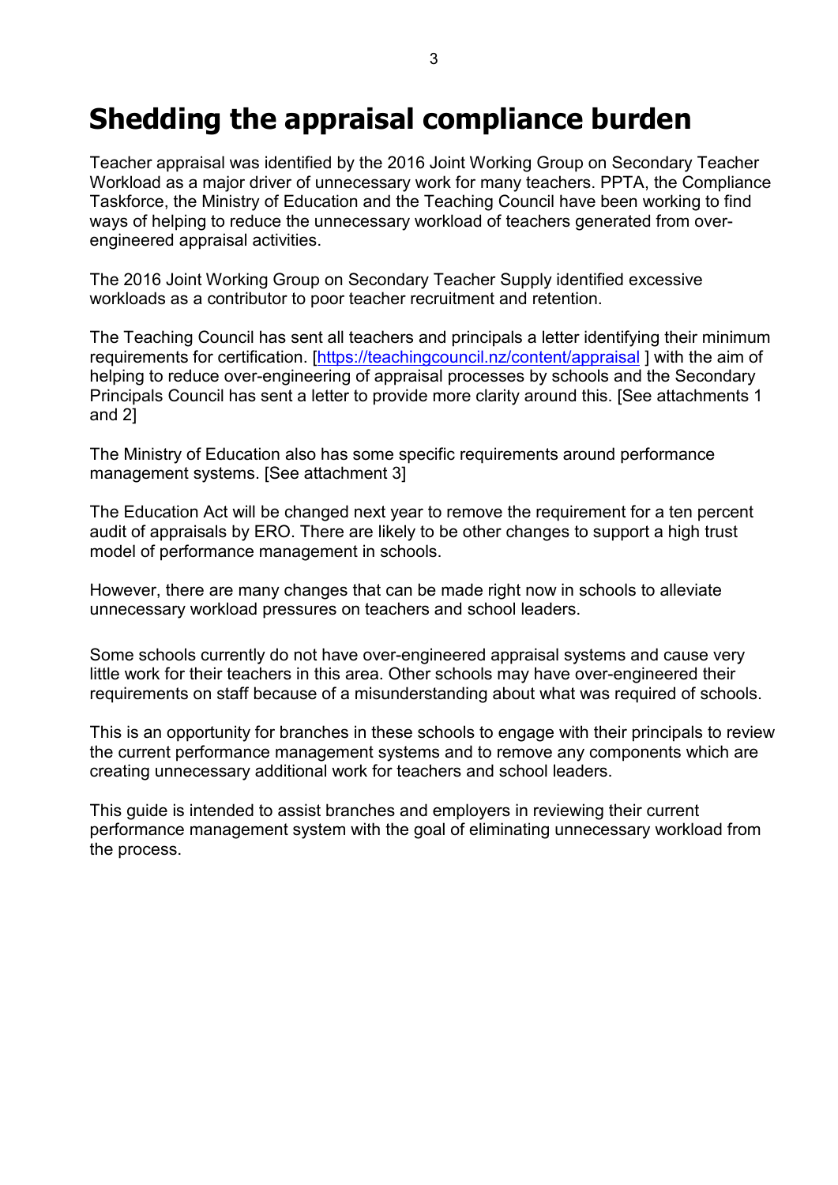# Shedding the appraisal compliance burden

Teacher appraisal was identified by the 2016 Joint Working Group on Secondary Teacher Workload as a major driver of unnecessary work for many teachers. PPTA, the Compliance Taskforce, the Ministry of Education and the Teaching Council have been working to find ways of helping to reduce the unnecessary workload of teachers generated from over-engineered appraisal activities.

The 2016 Joint Working Group on Secondary Teacher Supply identified excessive workloads as a contributor to poor teacher recruitment and retention.

The Teaching Council has sent all teachers and principals a letter identifying their minimum requirements for certification. [https://teachingcouncil.nz/content/appraisal ] with the aim of helping to reduce over-engineering of appraisal processes by schools and the Secondary Principals Council has sent a letter to provide more clarity around this. [See attachments 1 and 2]

The Ministry of Education also has some specific requirements around performance management systems. [See attachment 3]

The Education Act will be changed next year to remove the requirement for a ten percent audit of appraisals by ERO. There are likely to be other changes to support a high trust model of performance management in schools.

However, there are many changes that can be made right now in schools to alleviate unnecessary workload pressures on teachers and school leaders.

Some schools currently do not have over-engineered appraisal systems and cause very little work for their teachers in this area. Other schools may have over-engineered their requirements on staff because of a misunderstanding about what was required of schools.

This is an opportunity for branches in these schools to engage with their principals to review the current performance management systems and to remove any components which are creating unnecessary additional work for teachers and school leaders.

This guide is intended to assist branches and employers in reviewing their current performance management system with the goal of eliminating unnecessary workload from the process.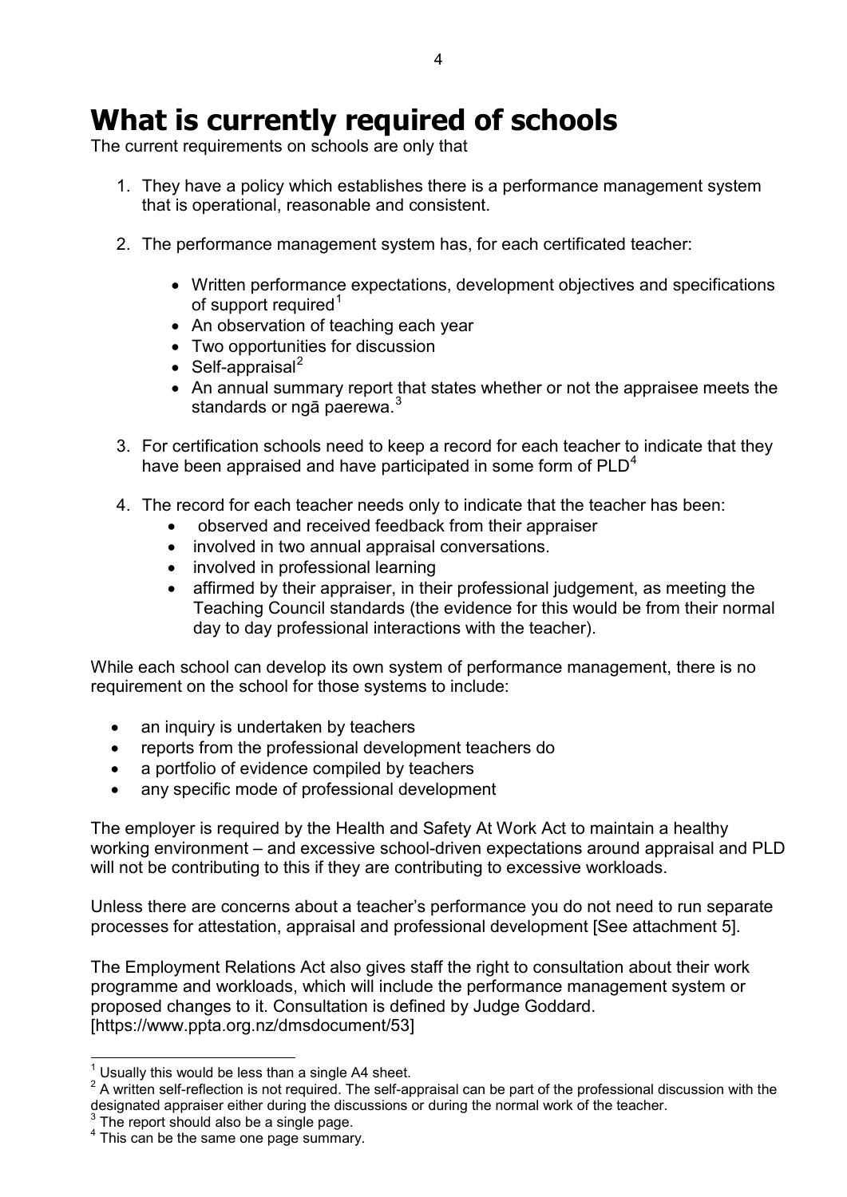# What is currently required of schools

The current requirements on schools are only that

1. They have a policy which establishes there is a performance management system that is operational, reasonable and consistent.

2. The performance management system has, for each certificated teacher:

   - Written performance expectations, development objectives and specifications of support required[1]
   - An observation of teaching each year
   - Two opportunities for discussion
   - Self-appraisal[2]
   - An annual summary report that states whether or not the appraisee meets the standards or ngā paerewa.[3]

3. For certification schools need to keep a record for each teacher to indicate that they have been appraised and have participated in some form of PLD[4]

4. The record for each teacher needs only to indicate that the teacher has been:
   - observed and received feedback from their appraiser
   - involved in two annual appraisal conversations.
   - involved in professional learning
   - affirmed by their appraiser, in their professional judgement, as meeting the Teaching Council standards (the evidence for this would be from their normal day to day professional interactions with the teacher).

While each school can develop its own system of performance management, there is no requirement on the school for those systems to include:

- an inquiry is undertaken by teachers
- reports from the professional development teachers do
- a portfolio of evidence compiled by teachers
- any specific mode of professional development

The employer is required by the Health and Safety At Work Act to maintain a healthy working environment – and excessive school-driven expectations around appraisal and PLD will not be contributing to this if they are contributing to excessive workloads.

Unless there are concerns about a teacher's performance you do not need to run separate processes for attestation, appraisal and professional development [See attachment 5].

The Employment Relations Act also gives staff the right to consultation about their work programme and workloads, which will include the performance management system or proposed changes to it. Consultation is defined by Judge Goddard. [https://www.ppta.org.nz/dmsdocument/53]

---

[1] Usually this would be less than a single A4 sheet.

[2] A written self-reflection is not required. The self-appraisal can be part of the professional discussion with the designated appraiser either during the discussions or during the normal work of the teacher.

[3] The report should also be a single page.

[4] This can be the same one page summary.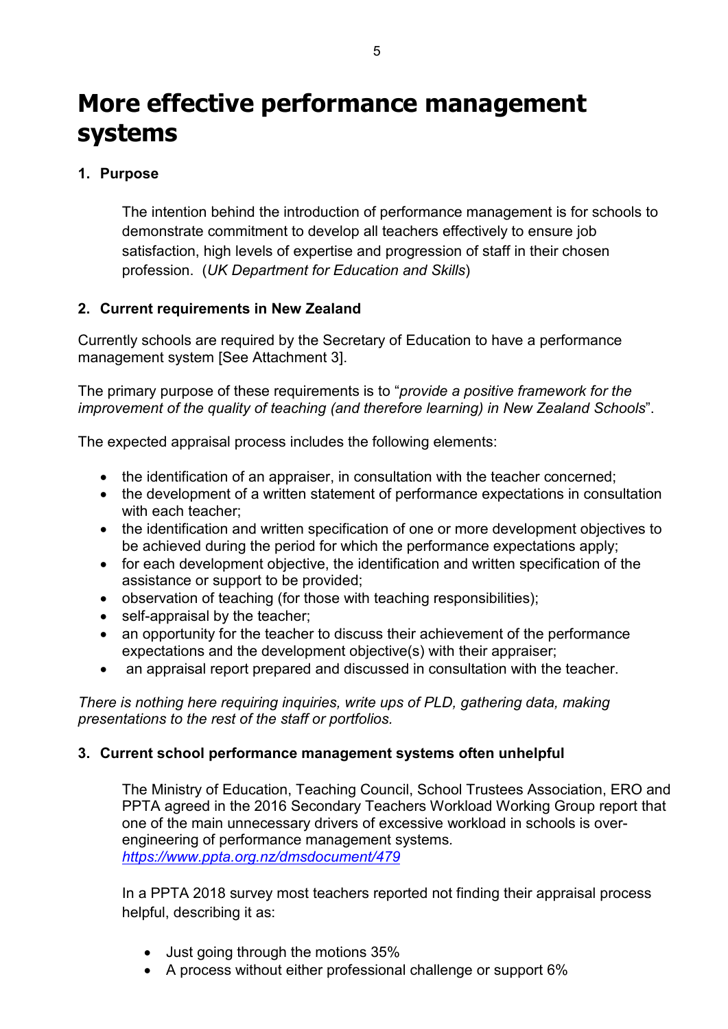# More effective performance management systems

## 1. Purpose

The intention behind the introduction of performance management is for schools to demonstrate commitment to develop all teachers effectively to ensure job satisfaction, high levels of expertise and progression of staff in their chosen profession. (*UK Department for Education and Skills*)

## 2. Current requirements in New Zealand

Currently schools are required by the Secretary of Education to have a performance management system [See Attachment 3].

The primary purpose of these requirements is to "*provide a positive framework for the improvement of the quality of teaching (and therefore learning) in New Zealand Schools*".

The expected appraisal process includes the following elements:

- the identification of an appraiser, in consultation with the teacher concerned;
- the development of a written statement of performance expectations in consultation with each teacher;
- the identification and written specification of one or more development objectives to be achieved during the period for which the performance expectations apply;
- for each development objective, the identification and written specification of the assistance or support to be provided;
- observation of teaching (for those with teaching responsibilities);
- self-appraisal by the teacher;
- an opportunity for the teacher to discuss their achievement of the performance expectations and the development objective(s) with their appraiser;
- an appraisal report prepared and discussed in consultation with the teacher.

*There is nothing here requiring inquiries, write ups of PLD, gathering data, making presentations to the rest of the staff or portfolios.*

## 3. Current school performance management systems often unhelpful

The Ministry of Education, Teaching Council, School Trustees Association, ERO and PPTA agreed in the 2016 Secondary Teachers Workload Working Group report that one of the main unnecessary drivers of excessive workload in schools is over-engineering of performance management systems. https://www.ppta.org.nz/dmsdocument/479

In a PPTA 2018 survey most teachers reported not finding their appraisal process helpful, describing it as:

- Just going through the motions 35%
- A process without either professional challenge or support 6%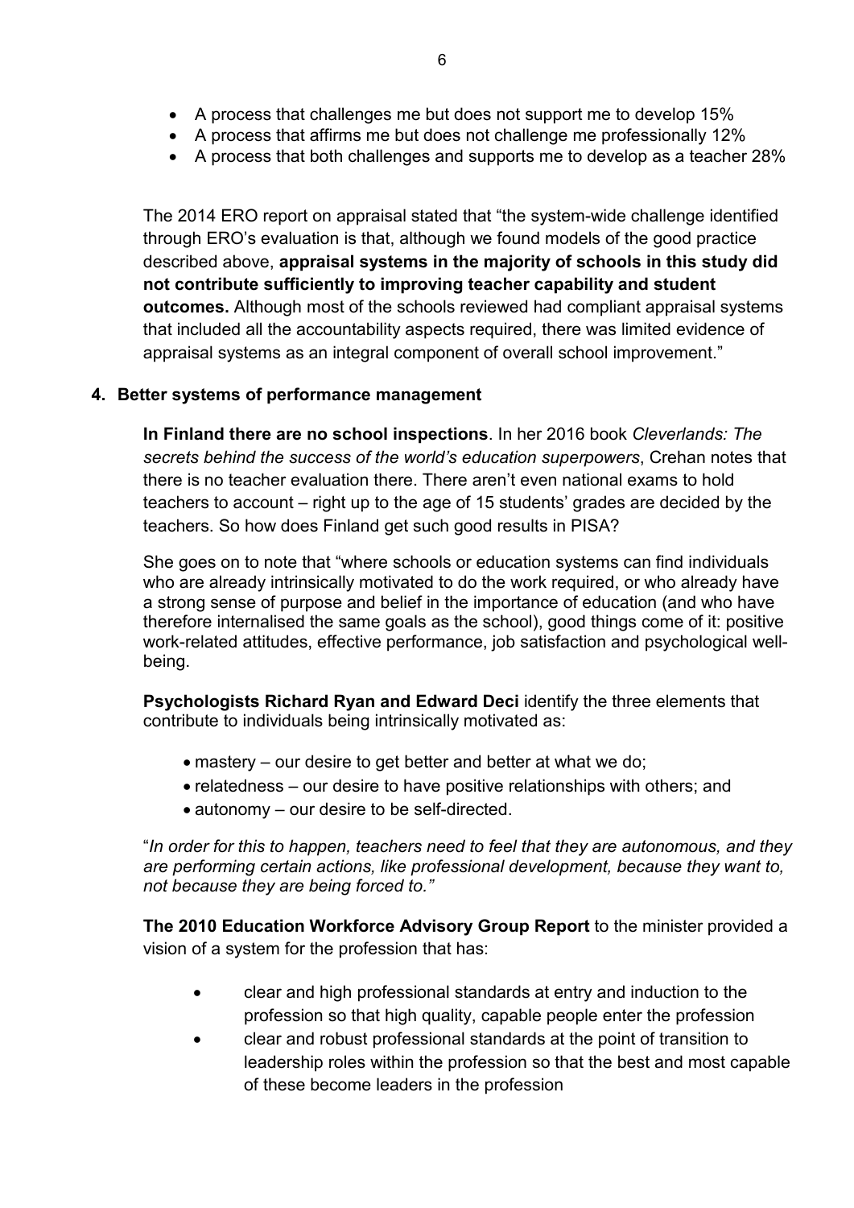- A process that challenges me but does not support me to develop 15%
- A process that affirms me but does not challenge me professionally 12%
- A process that both challenges and supports me to develop as a teacher 28%

The 2014 ERO report on appraisal stated that "the system-wide challenge identified through ERO's evaluation is that, although we found models of the good practice described above, **appraisal systems in the majority of schools in this study did not contribute sufficiently to improving teacher capability and student outcomes.** Although most of the schools reviewed had compliant appraisal systems that included all the accountability aspects required, there was limited evidence of appraisal systems as an integral component of overall school improvement."

## 4. Better systems of performance management

**In Finland there are no school inspections**. In her 2016 book *Cleverlands: The secrets behind the success of the world's education superpowers*, Crehan notes that there is no teacher evaluation there. There aren't even national exams to hold teachers to account – right up to the age of 15 students' grades are decided by the teachers. So how does Finland get such good results in PISA?

She goes on to note that "where schools or education systems can find individuals who are already intrinsically motivated to do the work required, or who already have a strong sense of purpose and belief in the importance of education (and who have therefore internalised the same goals as the school), good things come of it: positive work-related attitudes, effective performance, job satisfaction and psychological well-being.

**Psychologists Richard Ryan and Edward Deci** identify the three elements that contribute to individuals being intrinsically motivated as:

- mastery – our desire to get better and better at what we do;
- relatedness – our desire to have positive relationships with others; and
- autonomy – our desire to be self-directed.

"*In order for this to happen, teachers need to feel that they are autonomous, and they are performing certain actions, like professional development, because they want to, not because they are being forced to."*

**The 2010 Education Workforce Advisory Group Report** to the minister provided a vision of a system for the profession that has:

- clear and high professional standards at entry and induction to the profession so that high quality, capable people enter the profession
- clear and robust professional standards at the point of transition to leadership roles within the profession so that the best and most capable of these become leaders in the profession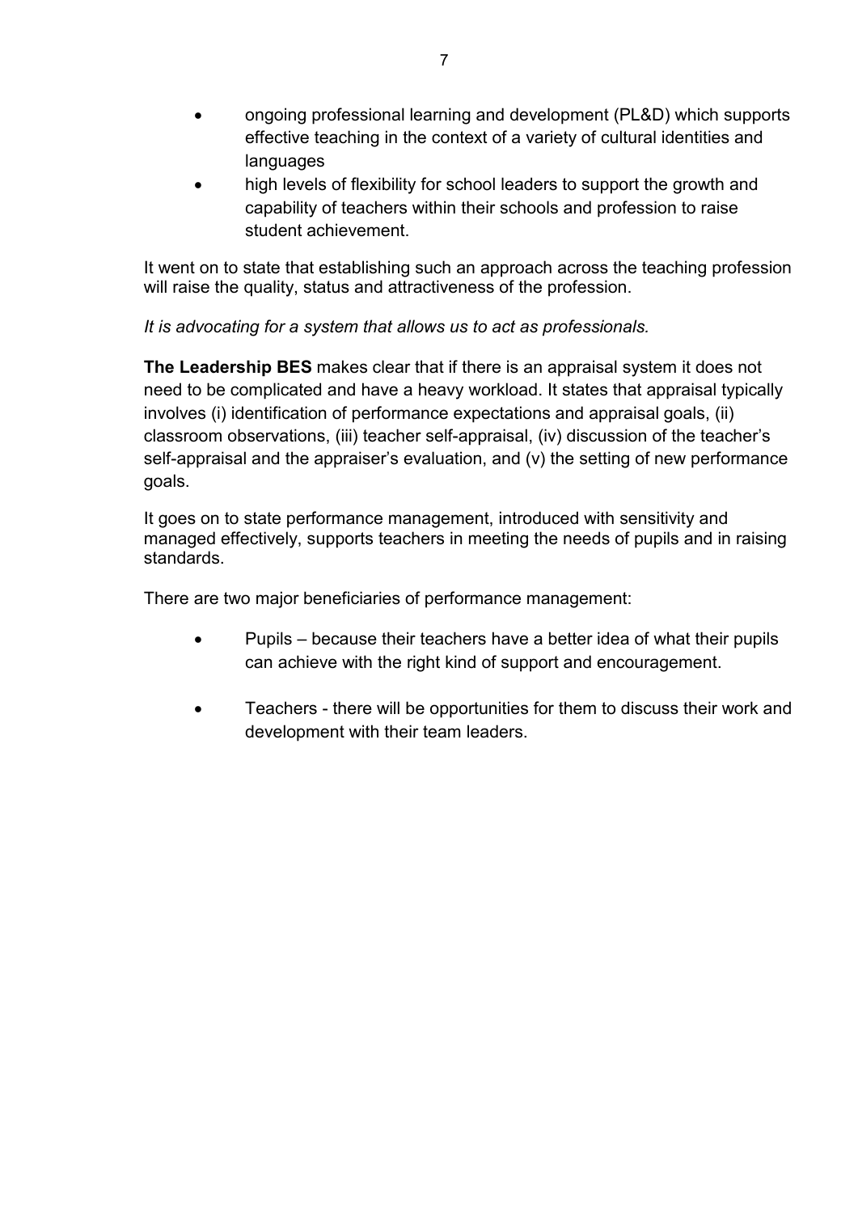- ongoing professional learning and development (PL&D) which supports effective teaching in the context of a variety of cultural identities and languages
- high levels of flexibility for school leaders to support the growth and capability of teachers within their schools and profession to raise student achievement.

It went on to state that establishing such an approach across the teaching profession will raise the quality, status and attractiveness of the profession.

*It is advocating for a system that allows us to act as professionals.*

**The Leadership BES** makes clear that if there is an appraisal system it does not need to be complicated and have a heavy workload. It states that appraisal typically involves (i) identification of performance expectations and appraisal goals, (ii) classroom observations, (iii) teacher self-appraisal, (iv) discussion of the teacher's self-appraisal and the appraiser's evaluation, and (v) the setting of new performance goals.

It goes on to state performance management, introduced with sensitivity and managed effectively, supports teachers in meeting the needs of pupils and in raising standards.

There are two major beneficiaries of performance management:

- Pupils – because their teachers have a better idea of what their pupils can achieve with the right kind of support and encouragement.
- Teachers - there will be opportunities for them to discuss their work and development with their team leaders.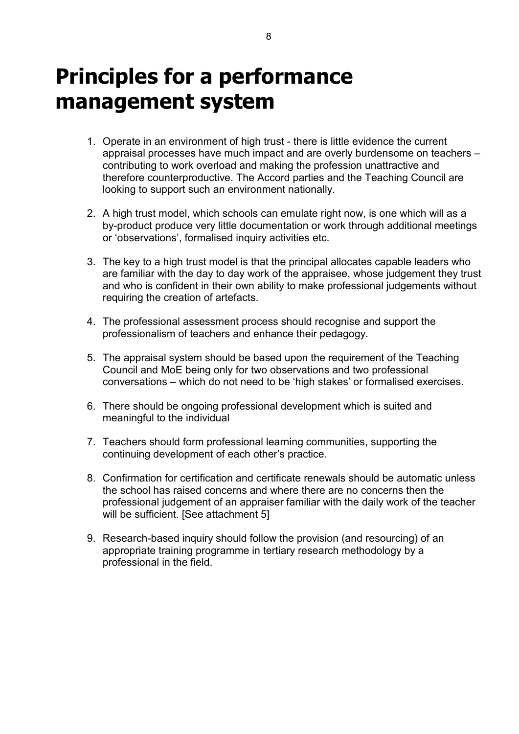# Principles for a performance management system

1. Operate in an environment of high trust - there is little evidence the current appraisal processes have much impact and are overly burdensome on teachers – contributing to work overload and making the profession unattractive and therefore counterproductive. The Accord parties and the Teaching Council are looking to support such an environment nationally.

2. A high trust model, which schools can emulate right now, is one which will as a by-product produce very little documentation or work through additional meetings or 'observations', formalised inquiry activities etc.

3. The key to a high trust model is that the principal allocates capable leaders who are familiar with the day to day work of the appraisee, whose judgement they trust and who is confident in their own ability to make professional judgements without requiring the creation of artefacts.

4. The professional assessment process should recognise and support the professionalism of teachers and enhance their pedagogy.

5. The appraisal system should be based upon the requirement of the Teaching Council and MoE being only for two observations and two professional conversations – which do not need to be 'high stakes' or formalised exercises.

6. There should be ongoing professional development which is suited and meaningful to the individual

7. Teachers should form professional learning communities, supporting the continuing development of each other's practice.

8. Confirmation for certification and certificate renewals should be automatic unless the school has raised concerns and where there are no concerns then the professional judgement of an appraiser familiar with the daily work of the teacher will be sufficient. [See attachment 5]

9. Research-based inquiry should follow the provision (and resourcing) of an appropriate training programme in tertiary research methodology by a professional in the field.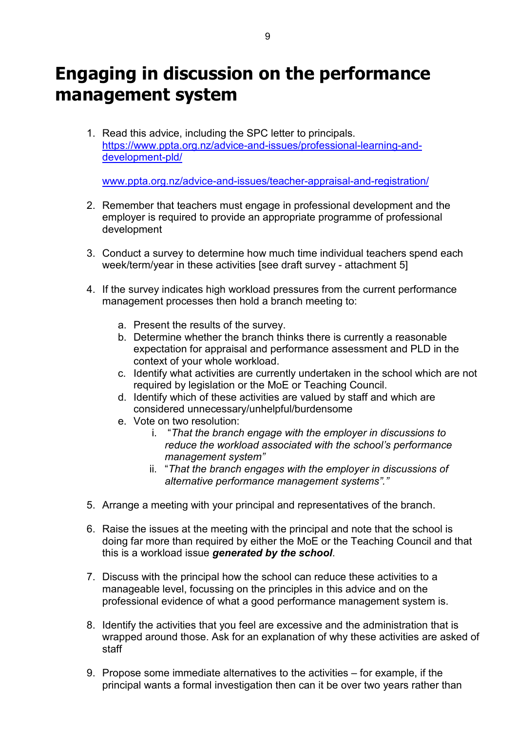# Engaging in discussion on the performance management system

1. Read this advice, including the SPC letter to principals. [https://www.ppta.org.nz/advice-and-issues/professional-learning-and-development-pld/](https://www.ppta.org.nz/advice-and-issues/professional-learning-and-development-pld/)

   [www.ppta.org.nz/advice-and-issues/teacher-appraisal-and-registration/](http://www.ppta.org.nz/advice-and-issues/teacher-appraisal-and-registration/)

2. Remember that teachers must engage in professional development and the employer is required to provide an appropriate programme of professional development

3. Conduct a survey to determine how much time individual teachers spend each week/term/year in these activities [see draft survey - attachment 5]

4. If the survey indicates high workload pressures from the current performance management processes then hold a branch meeting to:

   a. Present the results of the survey.
   b. Determine whether the branch thinks there is currently a reasonable expectation for appraisal and performance assessment and PLD in the context of your whole workload.
   c. Identify what activities are currently undertaken in the school which are not required by legislation or the MoE or Teaching Council.
   d. Identify which of these activities are valued by staff and which are considered unnecessary/unhelpful/burdensome
   e. Vote on two resolution:
      i. "*That the branch engage with the employer in discussions to reduce the workload associated with the school's performance management system"*
      ii. "*That the branch engages with the employer in discussions of alternative performance management systems"."*

5. Arrange a meeting with your principal and representatives of the branch.

6. Raise the issues at the meeting with the principal and note that the school is doing far more than required by either the MoE or the Teaching Council and that this is a workload issue ***generated by the school***.

7. Discuss with the principal how the school can reduce these activities to a manageable level, focussing on the principles in this advice and on the professional evidence of what a good performance management system is.

8. Identify the activities that you feel are excessive and the administration that is wrapped around those. Ask for an explanation of why these activities are asked of staff

9. Propose some immediate alternatives to the activities – for example, if the principal wants a formal investigation then can it be over two years rather than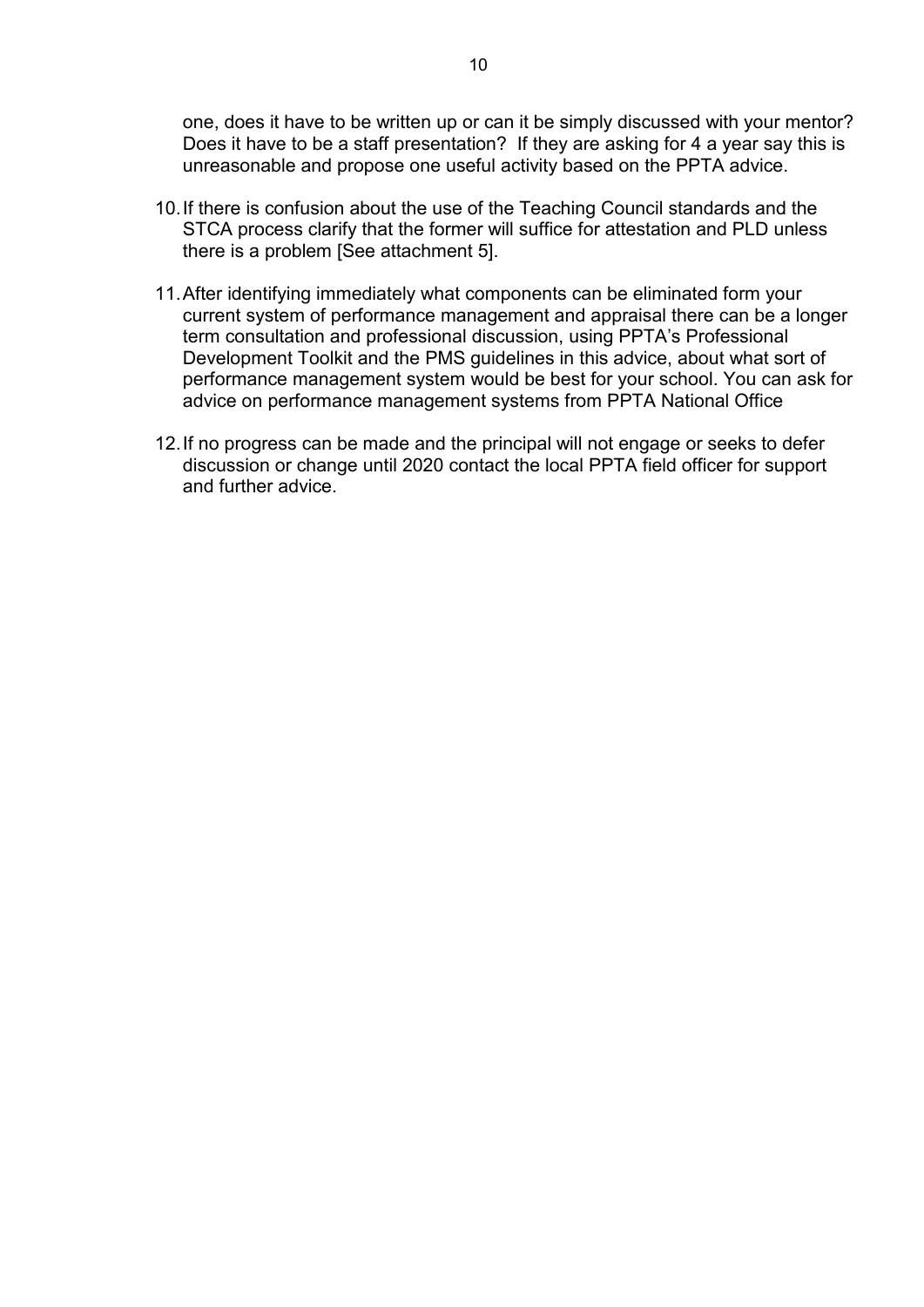one, does it have to be written up or can it be simply discussed with your mentor? Does it have to be a staff presentation? If they are asking for 4 a year say this is unreasonable and propose one useful activity based on the PPTA advice.

10. If there is confusion about the use of the Teaching Council standards and the STCA process clarify that the former will suffice for attestation and PLD unless there is a problem [See attachment 5].

11. After identifying immediately what components can be eliminated form your current system of performance management and appraisal there can be a longer term consultation and professional discussion, using PPTA's Professional Development Toolkit and the PMS guidelines in this advice, about what sort of performance management system would be best for your school. You can ask for advice on performance management systems from PPTA National Office

12. If no progress can be made and the principal will not engage or seeks to defer discussion or change until 2020 contact the local PPTA field officer for support and further advice.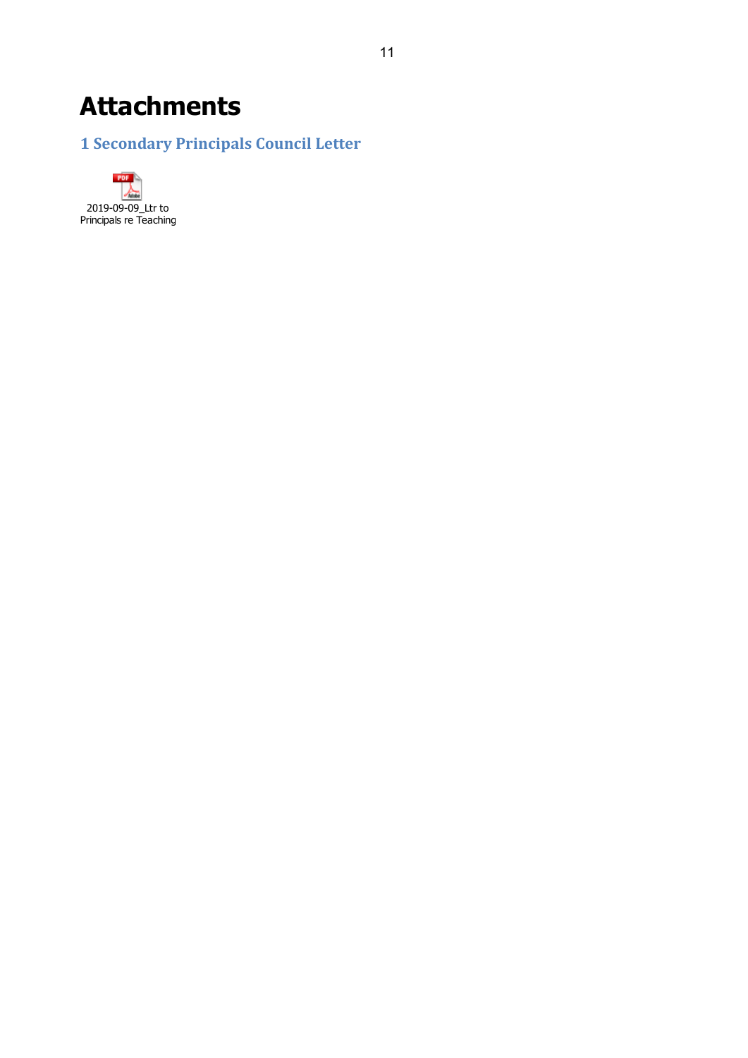# Attachments

## 1 Secondary Principals Council Letter

2019-09-09_Ltr to Principals re Teaching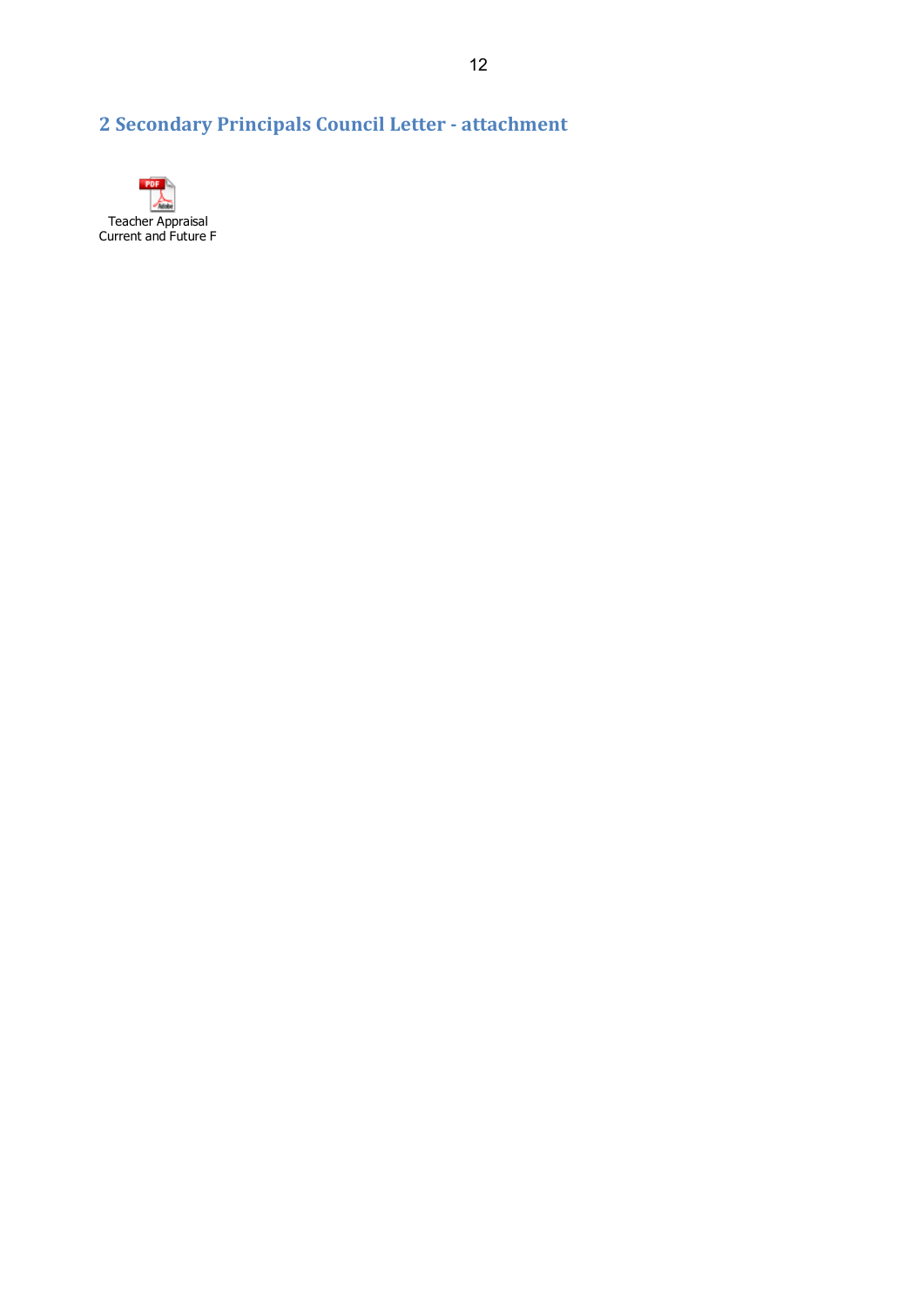## 2 Secondary Principals Council Letter - attachment

Teacher Appraisal Current and Future F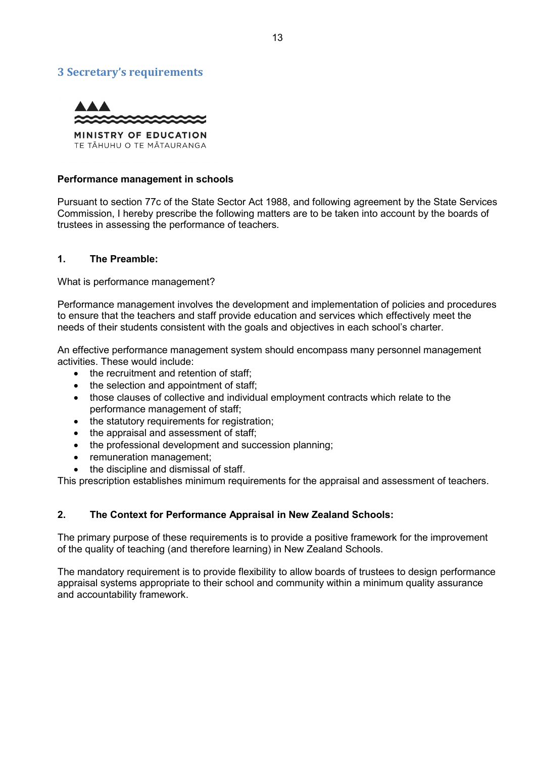## 3 Secretary's requirements

MINISTRY OF EDUCATION
TE TĀHUHU O TE MĀTAURANGA

**Performance management in schools**

Pursuant to section 77c of the State Sector Act 1988, and following agreement by the State Services Commission, I hereby prescribe the following matters are to be taken into account by the boards of trustees in assessing the performance of teachers.

**1. The Preamble:**

What is performance management?

Performance management involves the development and implementation of policies and procedures to ensure that the teachers and staff provide education and services which effectively meet the needs of their students consistent with the goals and objectives in each school's charter.

An effective performance management system should encompass many personnel management activities. These would include:

- the recruitment and retention of staff;
- the selection and appointment of staff;
- those clauses of collective and individual employment contracts which relate to the performance management of staff;
- the statutory requirements for registration;
- the appraisal and assessment of staff;
- the professional development and succession planning;
- remuneration management;
- the discipline and dismissal of staff.

This prescription establishes minimum requirements for the appraisal and assessment of teachers.

**2. The Context for Performance Appraisal in New Zealand Schools:**

The primary purpose of these requirements is to provide a positive framework for the improvement of the quality of teaching (and therefore learning) in New Zealand Schools.

The mandatory requirement is to provide flexibility to allow boards of trustees to design performance appraisal systems appropriate to their school and community within a minimum quality assurance and accountability framework.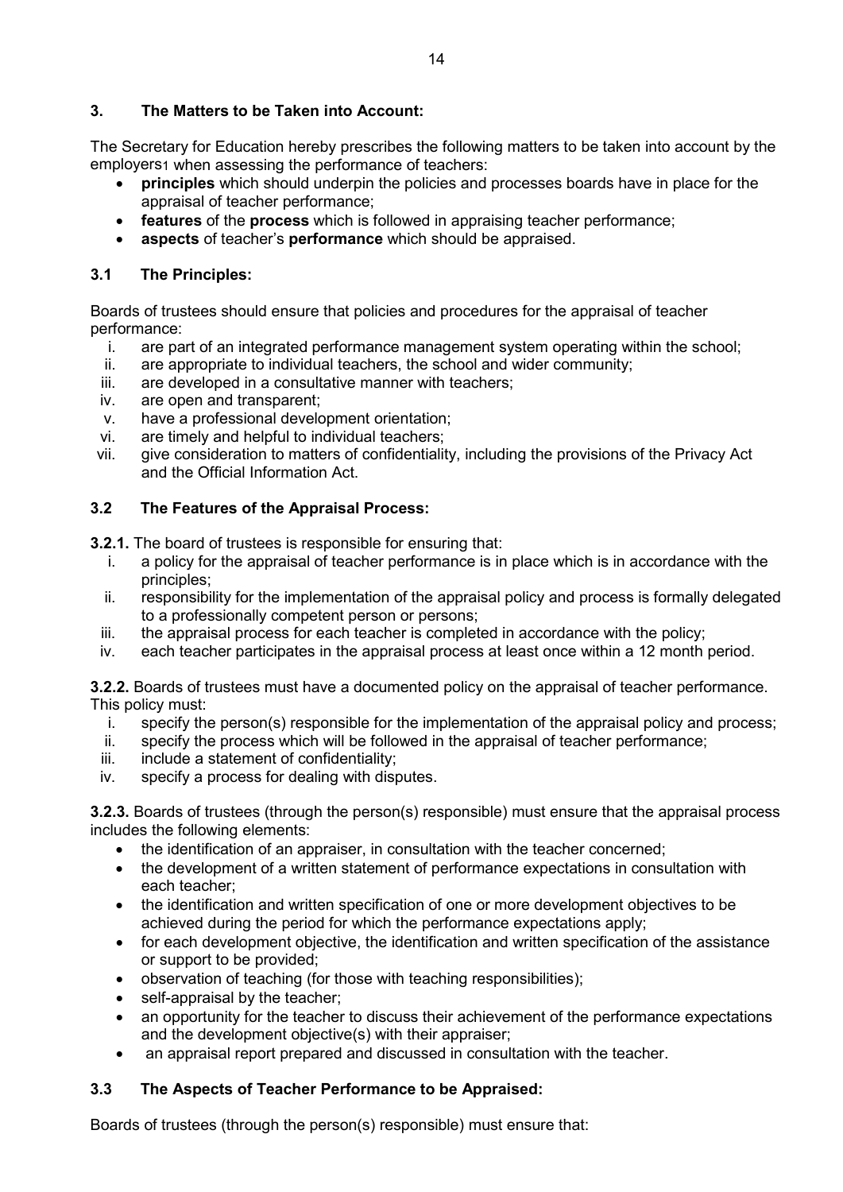### 3. The Matters to be Taken into Account:

The Secretary for Education hereby prescribes the following matters to be taken into account by the employers[1] when assessing the performance of teachers:

- **principles** which should underpin the policies and processes boards have in place for the appraisal of teacher performance;
- **features** of the **process** which is followed in appraising teacher performance;
- **aspects** of teacher's **performance** which should be appraised.

### 3.1 The Principles:

Boards of trustees should ensure that policies and procedures for the appraisal of teacher performance:

i. are part of an integrated performance management system operating within the school;
ii. are appropriate to individual teachers, the school and wider community;
iii. are developed in a consultative manner with teachers;
iv. are open and transparent;
v. have a professional development orientation;
vi. are timely and helpful to individual teachers;
vii. give consideration to matters of confidentiality, including the provisions of the Privacy Act and the Official Information Act.

### 3.2 The Features of the Appraisal Process:

**3.2.1.** The board of trustees is responsible for ensuring that:

i. a policy for the appraisal of teacher performance is in place which is in accordance with the principles;
ii. responsibility for the implementation of the appraisal policy and process is formally delegated to a professionally competent person or persons;
iii. the appraisal process for each teacher is completed in accordance with the policy;
iv. each teacher participates in the appraisal process at least once within a 12 month period.

**3.2.2.** Boards of trustees must have a documented policy on the appraisal of teacher performance. This policy must:

i. specify the person(s) responsible for the implementation of the appraisal policy and process;
ii. specify the process which will be followed in the appraisal of teacher performance;
iii. include a statement of confidentiality;
iv. specify a process for dealing with disputes.

**3.2.3.** Boards of trustees (through the person(s) responsible) must ensure that the appraisal process includes the following elements:

- the identification of an appraiser, in consultation with the teacher concerned;
- the development of a written statement of performance expectations in consultation with each teacher;
- the identification and written specification of one or more development objectives to be achieved during the period for which the performance expectations apply;
- for each development objective, the identification and written specification of the assistance or support to be provided;
- observation of teaching (for those with teaching responsibilities);
- self-appraisal by the teacher;
- an opportunity for the teacher to discuss their achievement of the performance expectations and the development objective(s) with their appraiser;
- an appraisal report prepared and discussed in consultation with the teacher.

### 3.3 The Aspects of Teacher Performance to be Appraised:

Boards of trustees (through the person(s) responsible) must ensure that: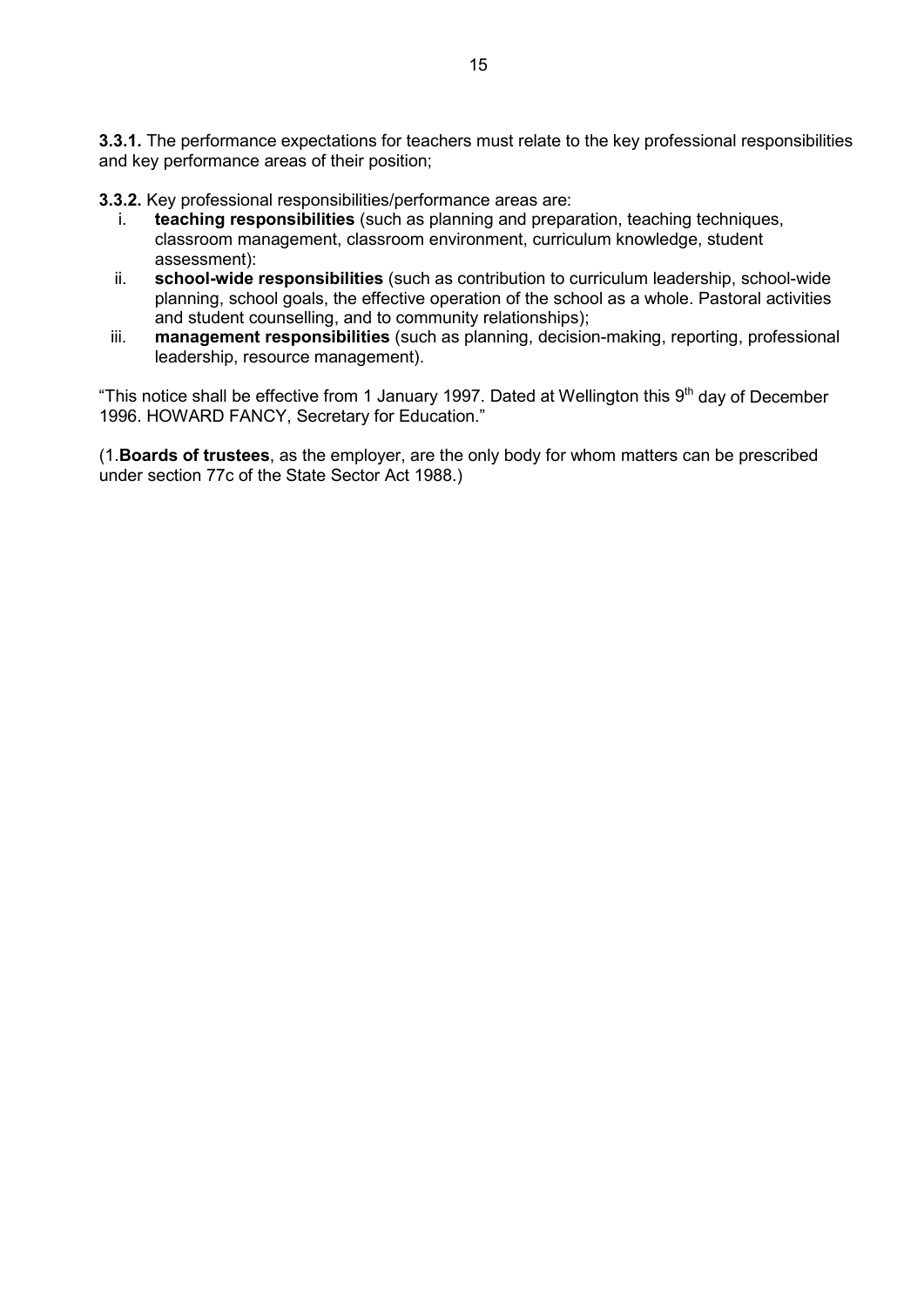**3.3.1.** The performance expectations for teachers must relate to the key professional responsibilities and key performance areas of their position;

**3.3.2.** Key professional responsibilities/performance areas are:

i. **teaching responsibilities** (such as planning and preparation, teaching techniques, classroom management, classroom environment, curriculum knowledge, student assessment):
ii. **school-wide responsibilities** (such as contribution to curriculum leadership, school-wide planning, school goals, the effective operation of the school as a whole. Pastoral activities and student counselling, and to community relationships);
iii. **management responsibilities** (such as planning, decision-making, reporting, professional leadership, resource management).

"This notice shall be effective from 1 January 1997. Dated at Wellington this 9th day of December 1996. HOWARD FANCY, Secretary for Education."

(1.**Boards of trustees**, as the employer, are the only body for whom matters can be prescribed under section 77c of the State Sector Act 1988.)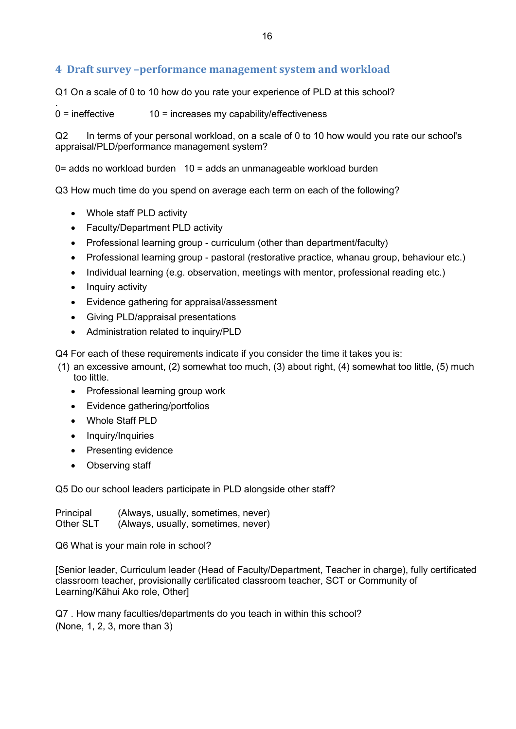## 4 Draft survey –performance management system and workload

Q1 On a scale of 0 to 10 how do you rate your experience of PLD at this school?

.
0 = ineffective 10 = increases my capability/effectiveness

Q2 In terms of your personal workload, on a scale of 0 to 10 how would you rate our school's appraisal/PLD/performance management system?

0= adds no workload burden 10 = adds an unmanageable workload burden

Q3 How much time do you spend on average each term on each of the following?

- Whole staff PLD activity
- Faculty/Department PLD activity
- Professional learning group - curriculum (other than department/faculty)
- Professional learning group - pastoral (restorative practice, whanau group, behaviour etc.)
- Individual learning (e.g. observation, meetings with mentor, professional reading etc.)
- Inquiry activity
- Evidence gathering for appraisal/assessment
- Giving PLD/appraisal presentations
- Administration related to inquiry/PLD

Q4 For each of these requirements indicate if you consider the time it takes you is:
(1) an excessive amount, (2) somewhat too much, (3) about right, (4) somewhat too little, (5) much too little.

- Professional learning group work
- Evidence gathering/portfolios
- Whole Staff PLD
- Inquiry/Inquiries
- Presenting evidence
- Observing staff

Q5 Do our school leaders participate in PLD alongside other staff?

Principal (Always, usually, sometimes, never)
Other SLT (Always, usually, sometimes, never)

Q6 What is your main role in school?

[Senior leader, Curriculum leader (Head of Faculty/Department, Teacher in charge), fully certificated classroom teacher, provisionally certificated classroom teacher, SCT or Community of Learning/Kāhui Ako role, Other]

Q7 . How many faculties/departments do you teach in within this school?
(None, 1, 2, 3, more than 3)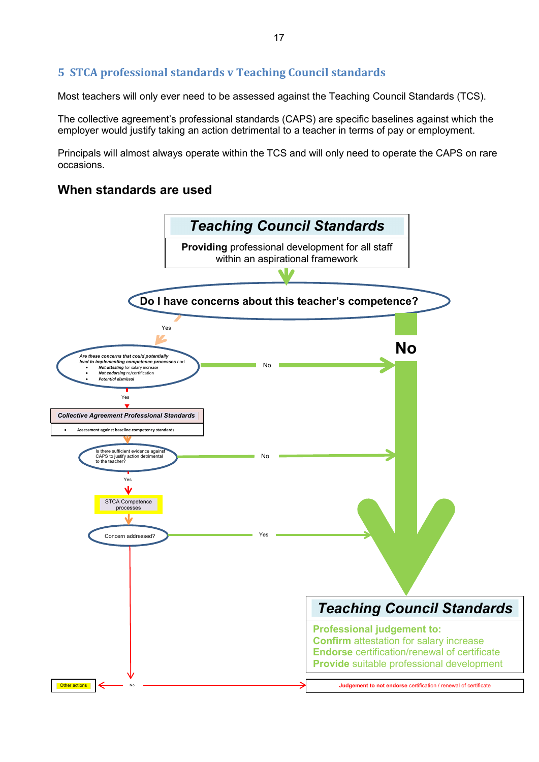## 5 STCA professional standards v Teaching Council standards

Most teachers will only ever need to be assessed against the Teaching Council Standards (TCS).

The collective agreement's professional standards (CAPS) are specific baselines against which the employer would justify taking an action detrimental to a teacher in terms of pay or employment.

Principals will almost always operate within the TCS and will only need to operate the CAPS on rare occasions.

### When standards are used

**Teaching Council Standards**

**Providing** professional development for all staff within an aspirational framework

**Do I have concerns about this teacher's competence?**

Yes

**No**

***Are these concerns that could potentially lead to implementing competence processes*** and

- ***Not attesting*** for salary increase
- ***Not endorsing*** re/certification
- ***Potential dismissal***

No

Yes

***Collective Agreement Professional Standards***

- Assessment against baseline competency standards

Is there sufficient evidence against CAPS to justify action detrimental to the teacher?

No

Yes

STCA Competence processes

Concern addressed?

Yes

**Teaching Council Standards**

**Professional judgement to:**
**Confirm** attestation for salary increase
**Endorse** certification/renewal of certificate
**Provide** suitable professional development

Other actions

No

**Judgement to not endorse** certification / renewal of certificate